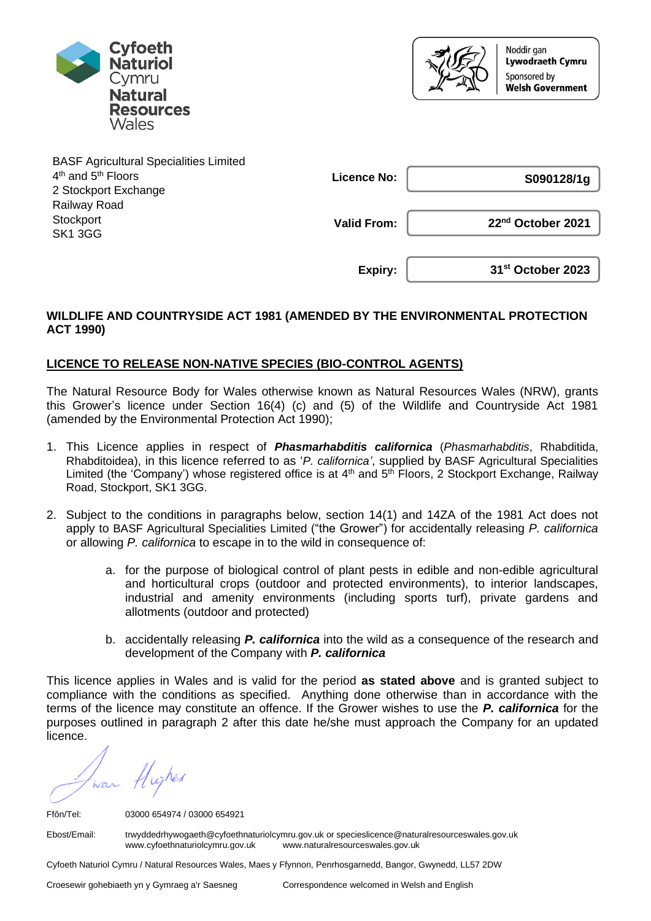Cyfoeth Naturiol Cymru
Natural Resources Wales

Noddir gan **Lywodraeth Cymru**
Sponsored by **Welsh Government**

BASF Agricultural Specialities Limited
4th and 5th Floors
2 Stockport Exchange
Railway Road
Stockport
SK1 3GG

| | |
|---|---|
| **Licence No:** | **S090128/1g** |
| **Valid From:** | **22nd October 2021** |
| **Expiry:** | **31st October 2023** |

**WILDLIFE AND COUNTRYSIDE ACT 1981 (AMENDED BY THE ENVIRONMENTAL PROTECTION ACT 1990)**

**LICENCE TO RELEASE NON-NATIVE SPECIES (BIO-CONTROL AGENTS)**

The Natural Resource Body for Wales otherwise known as Natural Resources Wales (NRW), grants this Grower's licence under Section 16(4) (c) and (5) of the Wildlife and Countryside Act 1981 (amended by the Environmental Protection Act 1990);

1. This Licence applies in respect of ***Phasmarhabditis californica*** (*Phasmarhabditis*, Rhabditida, Rhabditoidea), in this licence referred to as '*P. californica'*, supplied by BASF Agricultural Specialities Limited (the 'Company') whose registered office is at 4th and 5th Floors, 2 Stockport Exchange, Railway Road, Stockport, SK1 3GG.

2. Subject to the conditions in paragraphs below, section 14(1) and 14ZA of the 1981 Act does not apply to BASF Agricultural Specialities Limited ("the Grower") for accidentally releasing *P. californica* or allowing *P. californica* to escape in to the wild in consequence of:

   a. for the purpose of biological control of plant pests in edible and non-edible agricultural and horticultural crops (outdoor and protected environments), to interior landscapes, industrial and amenity environments (including sports turf), private gardens and allotments (outdoor and protected)

   b. accidentally releasing ***P. californica*** into the wild as a consequence of the research and development of the Company with ***P. californica***

This licence applies in Wales and is valid for the period **as stated above** and is granted subject to compliance with the conditions as specified. Anything done otherwise than in accordance with the terms of the licence may constitute an offence. If the Grower wishes to use the ***P. californica*** for the purposes outlined in paragraph 2 after this date he/she must approach the Company for an updated licence.

Iwan Hughes

Ffôn/Tel: 03000 654974 / 03000 654921

Ebost/Email: trwyddedrhywogaeth@cyfoethnaturiolcymru.gov.uk or specieslicence@naturalresourceswales.gov.uk
www.cyfoethnaturiolcymru.gov.uk www.naturalresourceswales.gov.uk

Cyfoeth Naturiol Cymru / Natural Resources Wales, Maes y Ffynnon, Penrhosgarnedd, Bangor, Gwynedd, LL57 2DW

Croesewir gohebiaeth yn y Gymraeg a'r Saesneg     Correspondence welcomed in Welsh and English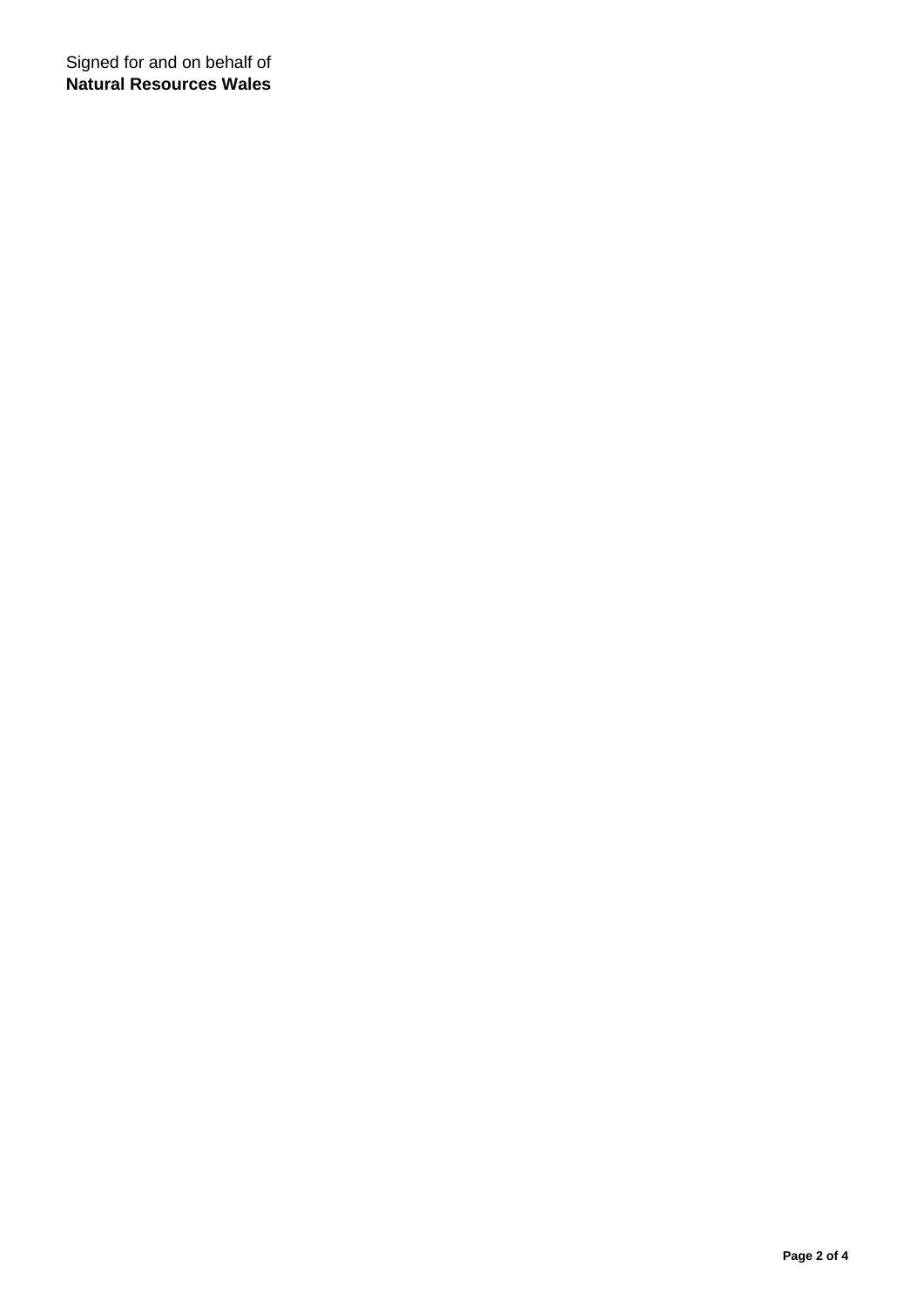Signed for and on behalf of
**Natural Resources Wales**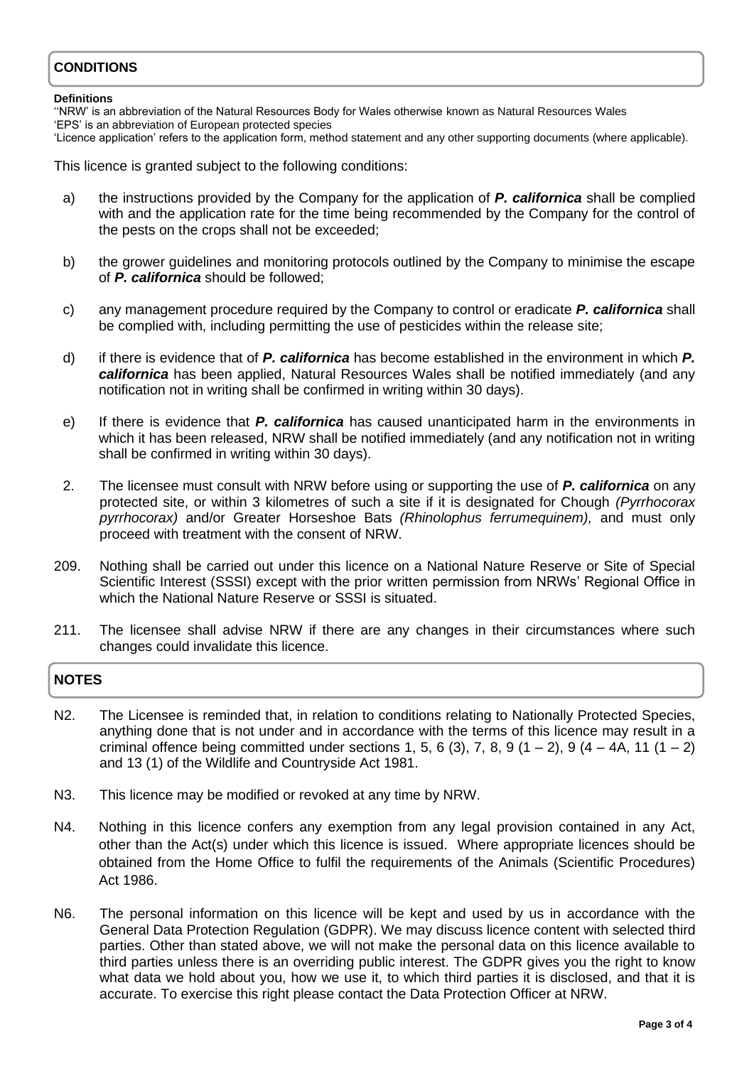## CONDITIONS

**Definitions**

''NRW' is an abbreviation of the Natural Resources Body for Wales otherwise known as Natural Resources Wales
'EPS' is an abbreviation of European protected species
'Licence application' refers to the application form, method statement and any other supporting documents (where applicable).

This licence is granted subject to the following conditions:

a) the instructions provided by the Company for the application of ***P. californica*** shall be complied with and the application rate for the time being recommended by the Company for the control of the pests on the crops shall not be exceeded;

b) the grower guidelines and monitoring protocols outlined by the Company to minimise the escape of ***P. californica*** should be followed;

c) any management procedure required by the Company to control or eradicate ***P. californica*** shall be complied with, including permitting the use of pesticides within the release site;

d) if there is evidence that of ***P. californica*** has become established in the environment in which ***P. californica*** has been applied, Natural Resources Wales shall be notified immediately (and any notification not in writing shall be confirmed in writing within 30 days).

e) If there is evidence that ***P. californica*** has caused unanticipated harm in the environments in which it has been released, NRW shall be notified immediately (and any notification not in writing shall be confirmed in writing within 30 days).

2. The licensee must consult with NRW before using or supporting the use of ***P. californica*** on any protected site, or within 3 kilometres of such a site if it is designated for Chough *(Pyrrhocorax pyrrhocorax)* and/or Greater Horseshoe Bats *(Rhinolophus ferrumequinem),* and must only proceed with treatment with the consent of NRW.

209. Nothing shall be carried out under this licence on a National Nature Reserve or Site of Special Scientific Interest (SSSI) except with the prior written permission from NRWs' Regional Office in which the National Nature Reserve or SSSI is situated.

211. The licensee shall advise NRW if there are any changes in their circumstances where such changes could invalidate this licence.

## NOTES

N2. The Licensee is reminded that, in relation to conditions relating to Nationally Protected Species, anything done that is not under and in accordance with the terms of this licence may result in a criminal offence being committed under sections 1, 5, 6 (3), 7, 8, 9 (1 – 2), 9 (4 – 4A, 11 (1 – 2) and 13 (1) of the Wildlife and Countryside Act 1981.

N3. This licence may be modified or revoked at any time by NRW.

N4. Nothing in this licence confers any exemption from any legal provision contained in any Act, other than the Act(s) under which this licence is issued. Where appropriate licences should be obtained from the Home Office to fulfil the requirements of the Animals (Scientific Procedures) Act 1986.

N6. The personal information on this licence will be kept and used by us in accordance with the General Data Protection Regulation (GDPR). We may discuss licence content with selected third parties. Other than stated above, we will not make the personal data on this licence available to third parties unless there is an overriding public interest. The GDPR gives you the right to know what data we hold about you, how we use it, to which third parties it is disclosed, and that it is accurate. To exercise this right please contact the Data Protection Officer at NRW.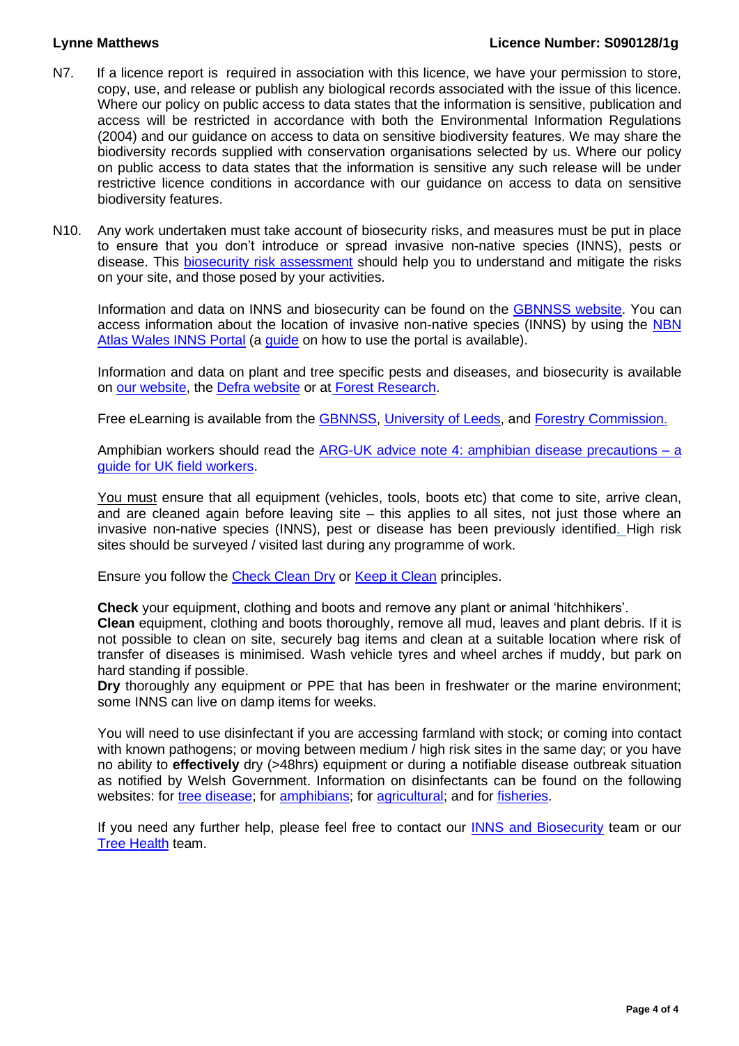N7. If a licence report is required in association with this licence, we have your permission to store, copy, use, and release or publish any biological records associated with the issue of this licence. Where our policy on public access to data states that the information is sensitive, publication and access will be restricted in accordance with both the Environmental Information Regulations (2004) and our guidance on access to data on sensitive biodiversity features. We may share the biodiversity records supplied with conservation organisations selected by us. Where our policy on public access to data states that the information is sensitive any such release will be under restrictive licence conditions in accordance with our guidance on access to data on sensitive biodiversity features.

N10. Any work undertaken must take account of biosecurity risks, and measures must be put in place to ensure that you don't introduce or spread invasive non-native species (INNS), pests or disease. This biosecurity risk assessment should help you to understand and mitigate the risks on your site, and those posed by your activities.

Information and data on INNS and biosecurity can be found on the GBNNSS website. You can access information about the location of invasive non-native species (INNS) by using the NBN Atlas Wales INNS Portal (a guide on how to use the portal is available).

Information and data on plant and tree specific pests and diseases, and biosecurity is available on our website, the Defra website or at Forest Research.

Free eLearning is available from the GBNNSS, University of Leeds, and Forestry Commission.

Amphibian workers should read the ARG-UK advice note 4: amphibian disease precautions – a guide for UK field workers.

You must ensure that all equipment (vehicles, tools, boots etc) that come to site, arrive clean, and are cleaned again before leaving site – this applies to all sites, not just those where an invasive non-native species (INNS), pest or disease has been previously identified. High risk sites should be surveyed / visited last during any programme of work.

Ensure you follow the Check Clean Dry or Keep it Clean principles.

**Check** your equipment, clothing and boots and remove any plant or animal 'hitchhikers'.
**Clean** equipment, clothing and boots thoroughly, remove all mud, leaves and plant debris. If it is not possible to clean on site, securely bag items and clean at a suitable location where risk of transfer of diseases is minimised. Wash vehicle tyres and wheel arches if muddy, but park on hard standing if possible.
**Dry** thoroughly any equipment or PPE that has been in freshwater or the marine environment; some INNS can live on damp items for weeks.

You will need to use disinfectant if you are accessing farmland with stock; or coming into contact with known pathogens; or moving between medium / high risk sites in the same day; or you have no ability to **effectively** dry (>48hrs) equipment or during a notifiable disease outbreak situation as notified by Welsh Government. Information on disinfectants can be found on the following websites: for tree disease; for amphibians; for agricultural; and for fisheries.

If you need any further help, please feel free to contact our INNS and Biosecurity team or our Tree Health team.